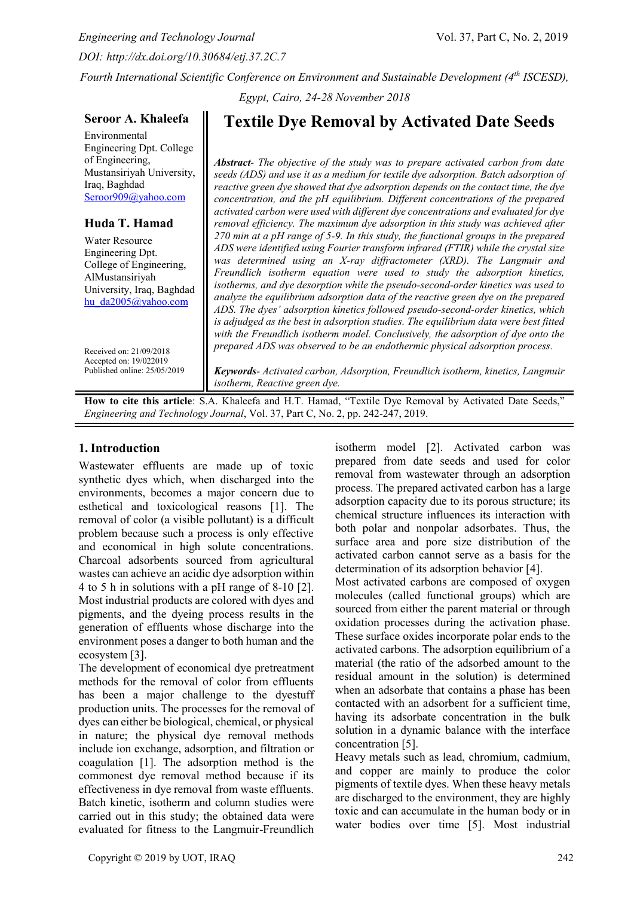# Textile Dye Removal by Activated Date Seeds

**Seroor A. Khaleefa**

Environmental Engineering Dpt. College of Engineering, Mustansiriyah University, Iraq, Baghdad
Seroor909@yahoo.com

**Huda T. Hamad**

Water Resource Engineering Dpt. College of Engineering, AlMustansiriyah University, Iraq, Baghdad
hu_da2005@yahoo.com

Received on: 21/09/2018
Accepted on: 19/022019
Published online: 25/05/2019

***Abstract***- *The objective of the study was to prepare activated carbon from date seeds (ADS) and use it as a medium for textile dye adsorption. Batch adsorption of reactive green dye showed that dye adsorption depends on the contact time, the dye concentration, and the pH equilibrium. Different concentrations of the prepared activated carbon were used with different dye concentrations and evaluated for dye removal efficiency. The maximum dye adsorption in this study was achieved after 270 min at a pH range of 5-9. In this study, the functional groups in the prepared ADS were identified using Fourier transform infrared (FTIR) while the crystal size was determined using an X-ray diffractometer (XRD). The Langmuir and Freundlich isotherm equation were used to study the adsorption kinetics, isotherms, and dye desorption while the pseudo-second-order kinetics was used to analyze the equilibrium adsorption data of the reactive green dye on the prepared ADS. The dyes' adsorption kinetics followed pseudo-second-order kinetics, which is adjudged as the best in adsorption studies. The equilibrium data were best fitted with the Freundlich isotherm model. Conclusively, the adsorption of dye onto the prepared ADS was observed to be an endothermic physical adsorption process.*

***Keywords***- *Activated carbon, Adsorption, Freundlich isotherm, kinetics, Langmuir isotherm, Reactive green dye.*

**How to cite this article**: S.A. Khaleefa and H.T. Hamad, "Textile Dye Removal by Activated Date Seeds," *Engineering and Technology Journal*, Vol. 37, Part C, No. 2, pp. 242-247, 2019.

## 1. Introduction

Wastewater effluents are made up of toxic synthetic dyes which, when discharged into the environments, becomes a major concern due to esthetical and toxicological reasons [1]. The removal of color (a visible pollutant) is a difficult problem because such a process is only effective and economical in high solute concentrations. Charcoal adsorbents sourced from agricultural wastes can achieve an acidic dye adsorption within 4 to 5 h in solutions with a pH range of 8-10 [2]. Most industrial products are colored with dyes and pigments, and the dyeing process results in the generation of effluents whose discharge into the environment poses a danger to both human and the ecosystem [3].

The development of economical dye pretreatment methods for the removal of color from effluents has been a major challenge to the dyestuff production units. The processes for the removal of dyes can either be biological, chemical, or physical in nature; the physical dye removal methods include ion exchange, adsorption, and filtration or coagulation [1]. The adsorption method is the commonest dye removal method because if its effectiveness in dye removal from waste effluents. Batch kinetic, isotherm and column studies were carried out in this study; the obtained data were evaluated for fitness to the Langmuir-Freundlich isotherm model [2]. Activated carbon was prepared from date seeds and used for color removal from wastewater through an adsorption process. The prepared activated carbon has a large adsorption capacity due to its porous structure; its chemical structure influences its interaction with both polar and nonpolar adsorbates. Thus, the surface area and pore size distribution of the activated carbon cannot serve as a basis for the determination of its adsorption behavior [4].

Most activated carbons are composed of oxygen molecules (called functional groups) which are sourced from either the parent material or through oxidation processes during the activation phase. These surface oxides incorporate polar ends to the activated carbons. The adsorption equilibrium of a material (the ratio of the adsorbed amount to the residual amount in the solution) is determined when an adsorbate that contains a phase has been contacted with an adsorbent for a sufficient time, having its adsorbate concentration in the bulk solution in a dynamic balance with the interface concentration [5].

Heavy metals such as lead, chromium, cadmium, and copper are mainly to produce the color pigments of textile dyes. When these heavy metals are discharged to the environment, they are highly toxic and can accumulate in the human body or in water bodies over time [5]. Most industrial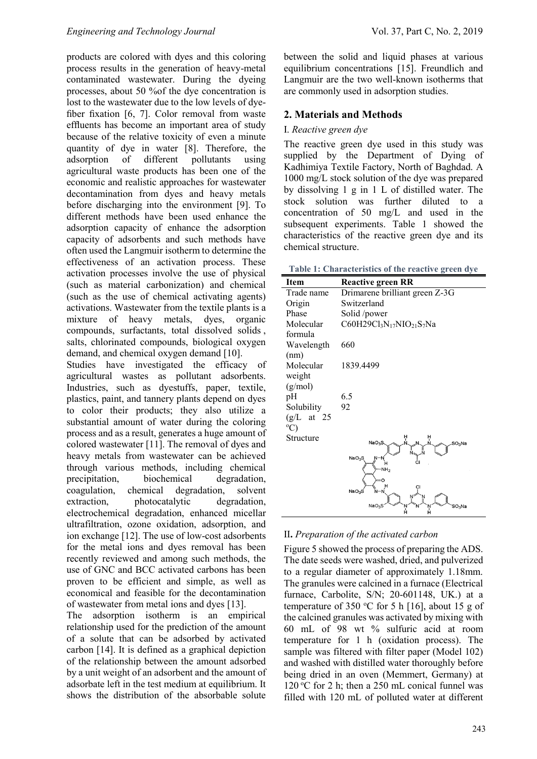products are colored with dyes and this coloring process results in the generation of heavy-metal contaminated wastewater. During the dyeing processes, about 50 %of the dye concentration is lost to the wastewater due to the low levels of dye-fiber fixation [6, 7]. Color removal from waste effluents has become an important area of study because of the relative toxicity of even a minute quantity of dye in water [8]. Therefore, the adsorption of different pollutants using agricultural waste products has been one of the economic and realistic approaches for wastewater decontamination from dyes and heavy metals before discharging into the environment [9]. To different methods have been used enhance the adsorption capacity of enhance the adsorption capacity of adsorbents and such methods have often used the Langmuir isotherm to determine the effectiveness of an activation process. These activation processes involve the use of physical (such as material carbonization) and chemical (such as the use of chemical activating agents) activations. Wastewater from the textile plants is a mixture of heavy metals, dyes, organic compounds, surfactants, total dissolved solids , salts, chlorinated compounds, biological oxygen demand, and chemical oxygen demand [10].

Studies have investigated the efficacy of agricultural wastes as pollutant adsorbents. Industries, such as dyestuffs, paper, textile, plastics, paint, and tannery plants depend on dyes to color their products; they also utilize a substantial amount of water during the coloring process and as a result, generates a huge amount of colored wastewater [11]. The removal of dyes and heavy metals from wastewater can be achieved through various methods, including chemical precipitation, biochemical degradation, coagulation, chemical degradation, solvent extraction, photocatalytic degradation, electrochemical degradation, enhanced micellar ultrafiltration, ozone oxidation, adsorption, and ion exchange [12]. The use of low-cost adsorbents for the metal ions and dyes removal has been recently reviewed and among such methods, the use of GNC and BCC activated carbons has been proven to be efficient and simple, as well as economical and feasible for the decontamination of wastewater from metal ions and dyes [13].

The adsorption isotherm is an empirical relationship used for the prediction of the amount of a solute that can be adsorbed by activated carbon [14]. It is defined as a graphical depiction of the relationship between the amount adsorbed by a unit weight of an adsorbent and the amount of adsorbate left in the test medium at equilibrium. It shows the distribution of the absorbable solute between the solid and liquid phases at various equilibrium concentrations [15]. Freundlich and Langmuir are the two well-known isotherms that are commonly used in adsorption studies.

## 2. Materials and Methods

### I. *Reactive green dye*

The reactive green dye used in this study was supplied by the Department of Dying of Kadhimiya Textile Factory, North of Baghdad. A 1000 mg/L stock solution of the dye was prepared by dissolving 1 g in 1 L of distilled water. The stock solution was further diluted to a concentration of 50 mg/L and used in the subsequent experiments. Table 1 showed the characteristics of the reactive green dye and its chemical structure.

**Table 1: Characteristics of the reactive green dye**

| Item | Reactive green RR |
|---|---|
| Trade name | Drimarene brilliant green Z-3G |
| Origin | Switzerland |
| Phase | Solid /power |
| Molecular formula | $C60H29Cl_3N_{17}NIO_{21}S_7Na$ |
| Wavelength (nm) | 660 |
| Molecular weight (g/mol) | 1839.4499 |
| pH | 6.5 |
| Solubility (g/L at 25 °C) | 92 |
| Structure | |

### II. *Preparation of the activated carbon*

Figure 5 showed the process of preparing the ADS. The date seeds were washed, dried, and pulverized to a regular diameter of approximately 1.18mm. The granules were calcined in a furnace (Electrical furnace, Carbolite, S/N; 20-601148, UK.) at a temperature of 350 °C for 5 h [16], about 15 g of the calcined granules was activated by mixing with 60 mL of 98 wt % sulfuric acid at room temperature for 1 h (oxidation process). The sample was filtered with filter paper (Model 102) and washed with distilled water thoroughly before being dried in an oven (Memmert, Germany) at 120 °C for 2 h; then a 250 mL conical funnel was filled with 120 mL of polluted water at different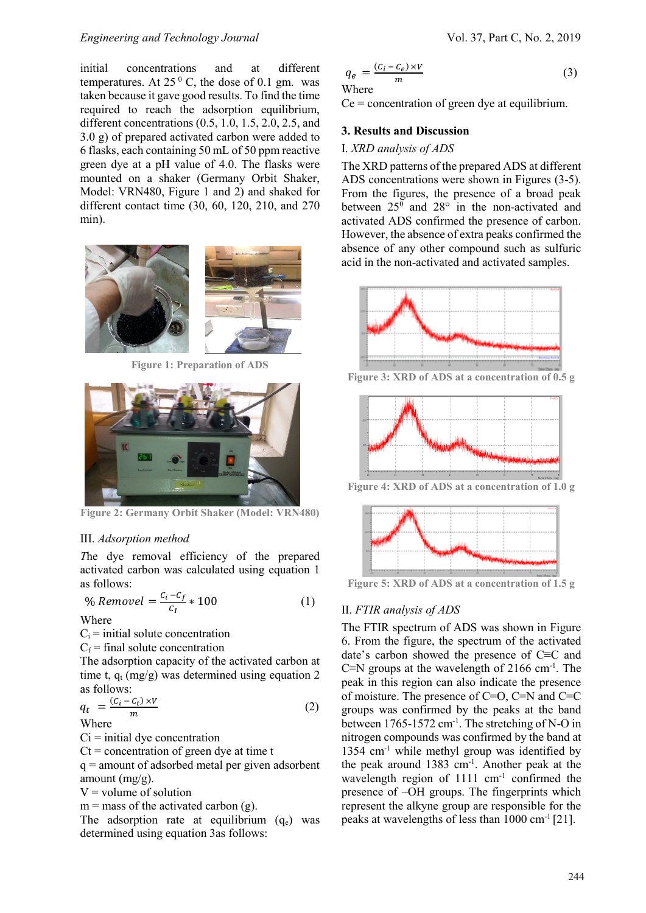initial concentrations and at different temperatures. At 25 $^0$ C, the dose of 0.1 gm. was taken because it gave good results. To find the time required to reach the adsorption equilibrium, different concentrations (0.5, 1.0, 1.5, 2.0, 2.5, and 3.0 g) of prepared activated carbon were added to 6 flasks, each containing 50 mL of 50 ppm reactive green dye at a pH value of 4.0. The flasks were mounted on a shaker (Germany Orbit Shaker, Model: VRN480, Figure 1 and 2) and shaked for different contact time (30, 60, 120, 210, and 270 min).

Figure 1: Preparation of ADS

Figure 2: Germany Orbit Shaker (Model: VRN480)

### III. *Adsorption method*

The dye removal efficiency of the prepared activated carbon was calculated using equation 1 as follows:

$$\% \, Removel = \frac{C_i - C_f}{C_I} * 100 \qquad (1)$$

Where

$C_i$ = initial solute concentration

$C_f$ = final solute concentration

The adsorption capacity of the activated carbon at time t, $q_t$ (mg/g) was determined using equation 2 as follows:

$$q_t = \frac{(C_i - C_t) \times V}{m} \qquad (2)$$

Where

Ci = initial dye concentration

Ct = concentration of green dye at time t

q = amount of adsorbed metal per given adsorbent amount (mg/g).

V = volume of solution

m = mass of the activated carbon (g).

The adsorption rate at equilibrium ($q_e$) was determined using equation 3as follows:

$$q_e = \frac{(C_i - C_e) \times V}{m} \qquad (3)$$

Where

Ce = concentration of green dye at equilibrium.

## 3. Results and Discussion

### I. *XRD analysis of ADS*

The XRD patterns of the prepared ADS at different ADS concentrations were shown in Figures (3-5). From the figures, the presence of a broad peak between 25$^0$ and 28° in the non-activated and activated ADS confirmed the presence of carbon. However, the absence of extra peaks confirmed the absence of any other compound such as sulfuric acid in the non-activated and activated samples.

Figure 3: XRD of ADS at a concentration of 0.5 g

Figure 4: XRD of ADS at a concentration of 1.0 g

Figure 5: XRD of ADS at a concentration of 1.5 g

### II. *FTIR analysis of ADS*

The FTIR spectrum of ADS was shown in Figure 6. From the figure, the spectrum of the activated date's carbon showed the presence of C≡C and C≡N groups at the wavelength of 2166 cm$^{-1}$. The peak in this region can also indicate the presence of moisture. The presence of C=O, C=N and C=C groups was confirmed by the peaks at the band between 1765-1572 cm$^{-1}$. The stretching of N-O in nitrogen compounds was confirmed by the band at 1354 cm$^{-1}$ while methyl group was identified by the peak around 1383 cm$^{-1}$. Another peak at the wavelength region of 1111 cm$^{-1}$ confirmed the presence of –OH groups. The fingerprints which represent the alkyne group are responsible for the peaks at wavelengths of less than 1000 cm$^{-1}$ [21].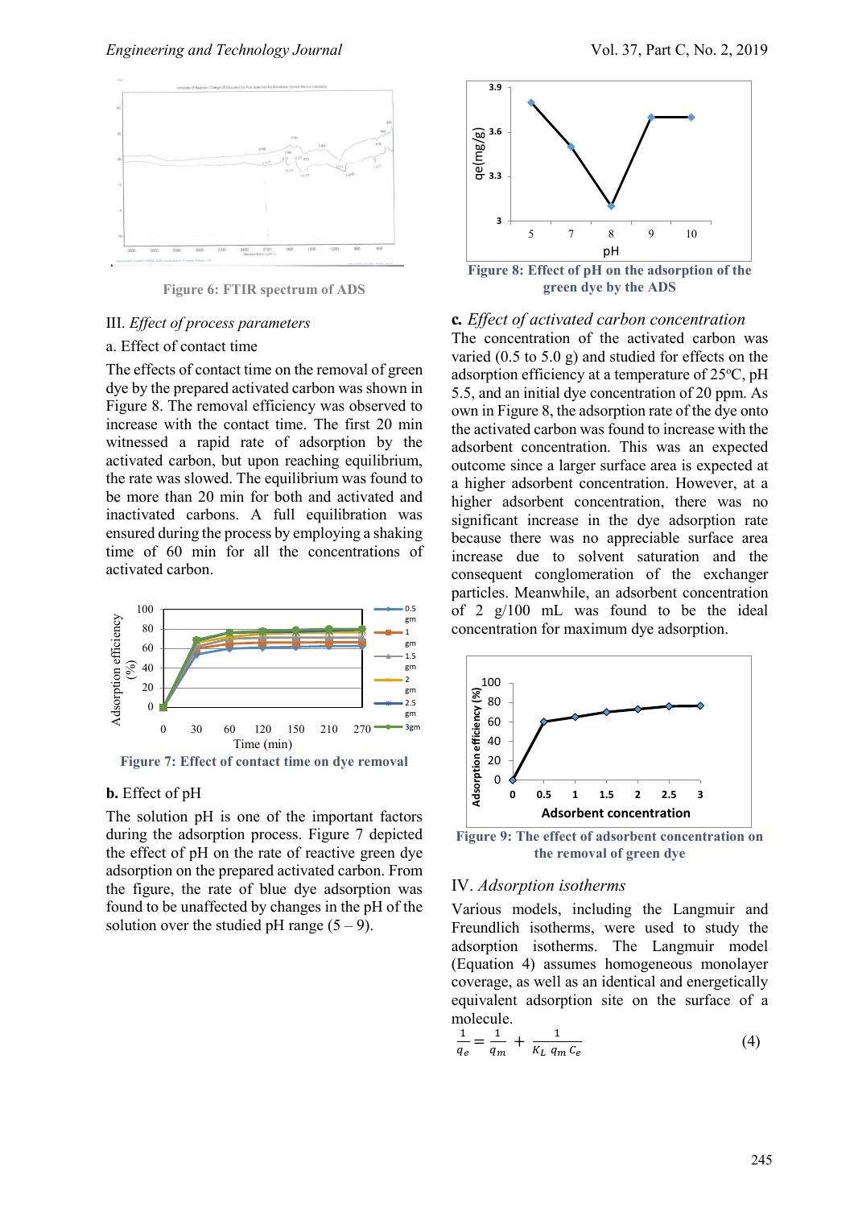Figure 6: FTIR spectrum of ADS

III. *Effect of process parameters*

a. Effect of contact time

The effects of contact time on the removal of green dye by the prepared activated carbon was shown in Figure 8. The removal efficiency was observed to increase with the contact time. The first 20 min witnessed a rapid rate of adsorption by the activated carbon, but upon reaching equilibrium, the rate was slowed. The equilibrium was found to be more than 20 min for both and activated and inactivated carbons. A full equilibration was ensured during the process by employing a shaking time of 60 min for all the concentrations of activated carbon.

Figure 7: Effect of contact time on dye removal

**b.** Effect of pH

The solution pH is one of the important factors during the adsorption process. Figure 7 depicted the effect of pH on the rate of reactive green dye adsorption on the prepared activated carbon. From the figure, the rate of blue dye adsorption was found to be unaffected by changes in the pH of the solution over the studied pH range (5 – 9).

Figure 8: Effect of pH on the adsorption of the green dye by the ADS

**c.** *Effect of activated carbon concentration*

The concentration of the activated carbon was varied (0.5 to 5.0 g) and studied for effects on the adsorption efficiency at a temperature of 25ºC, pH 5.5, and an initial dye concentration of 20 ppm. As own in Figure 8, the adsorption rate of the dye onto the activated carbon was found to increase with the adsorbent concentration. This was an expected outcome since a larger surface area is expected at a higher adsorbent concentration. However, at a higher adsorbent concentration, there was no significant increase in the dye adsorption rate because there was no appreciable surface area increase due to solvent saturation and the consequent conglomeration of the exchanger particles. Meanwhile, an adsorbent concentration of 2 g/100 mL was found to be the ideal concentration for maximum dye adsorption.

Figure 9: The effect of adsorbent concentration on the removal of green dye

IV. *Adsorption isotherms*

Various models, including the Langmuir and Freundlich isotherms, were used to study the adsorption isotherms. The Langmuir model (Equation 4) assumes homogeneous monolayer coverage, as well as an identical and energetically equivalent adsorption site on the surface of a molecule.

$$\frac{1}{q_e} = \frac{1}{q_m} + \frac{1}{K_L\, q_m\, C_e} \qquad (4)$$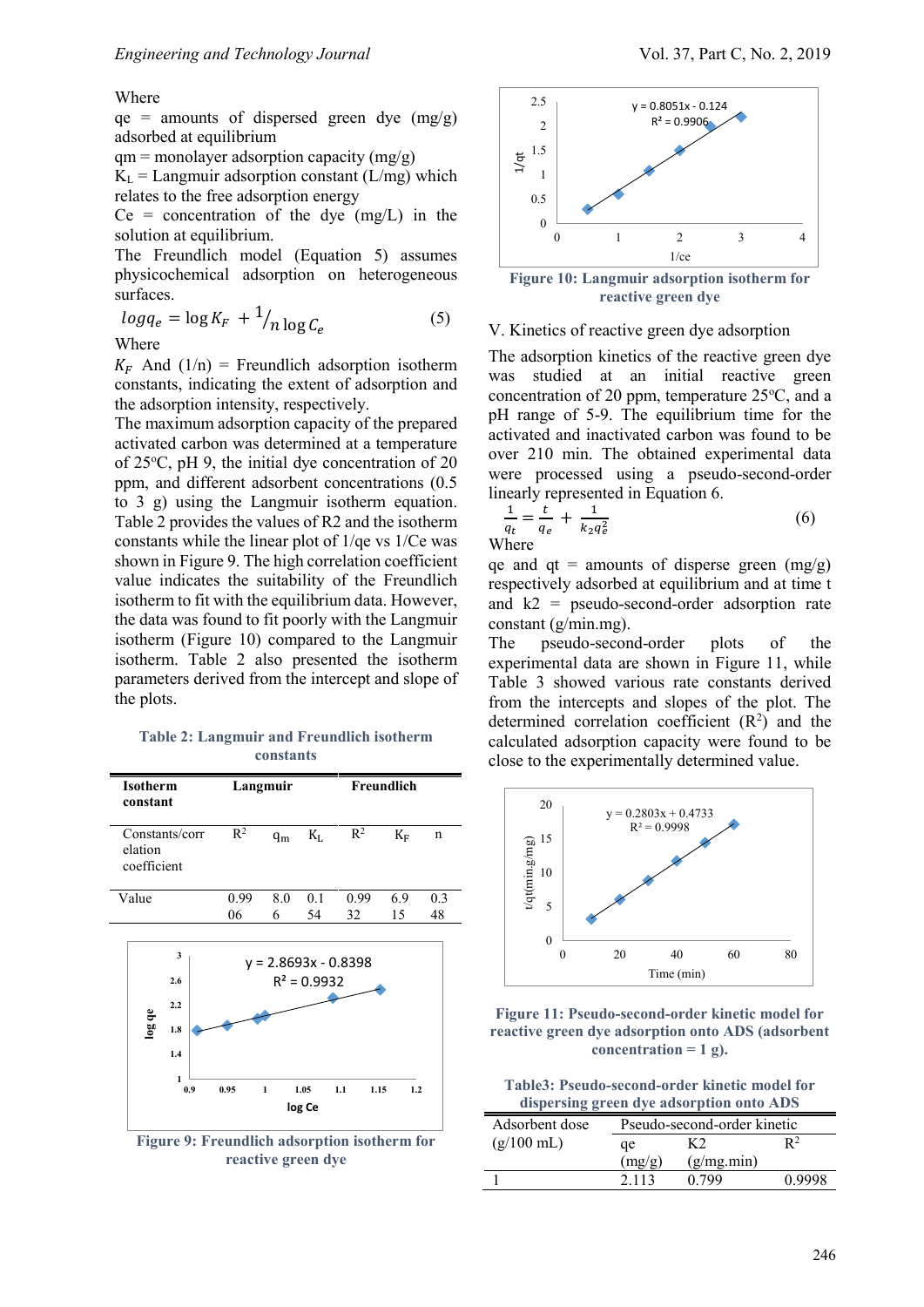Where

qe = amounts of dispersed green dye (mg/g) adsorbed at equilibrium

qm = monolayer adsorption capacity (mg/g)

$K_L$ = Langmuir adsorption constant (L/mg) which relates to the free adsorption energy

Ce = concentration of the dye (mg/L) in the solution at equilibrium.

The Freundlich model (Equation 5) assumes physicochemical adsorption on heterogeneous surfaces.

$$\log q_e = \log K_F + {}^{1}/_{n} \log C_e \qquad (5)$$

Where

$K_F$ And (1/n) = Freundlich adsorption isotherm constants, indicating the extent of adsorption and the adsorption intensity, respectively.

The maximum adsorption capacity of the prepared activated carbon was determined at a temperature of 25°C, pH 9, the initial dye concentration of 20 ppm, and different adsorbent concentrations (0.5 to 3 g) using the Langmuir isotherm equation. Table 2 provides the values of R2 and the isotherm constants while the linear plot of 1/qe vs 1/Ce was shown in Figure 9. The high correlation coefficient value indicates the suitability of the Freundlich isotherm to fit with the equilibrium data. However, the data was found to fit poorly with the Langmuir isotherm (Figure 10) compared to the Langmuir isotherm. Table 2 also presented the isotherm parameters derived from the intercept and slope of the plots.

**Table 2: Langmuir and Freundlich isotherm constants**

| Isotherm constant | Langmuir | | | Freundlich | | |
|---|---|---|---|---|---|---|
| Constants/correlation coefficient | $R^2$ | $q_m$ | $K_L$ | $R^2$ | $K_F$ | n |
| Value | 0.9906 | 8.06 | 0.154 | 0.9932 | 6.915 | 0.348 |

**Figure 9: Freundlich adsorption isotherm for reactive green dye**

**Figure 10: Langmuir adsorption isotherm for reactive green dye**

## V. Kinetics of reactive green dye adsorption

The adsorption kinetics of the reactive green dye was studied at an initial reactive green concentration of 20 ppm, temperature 25°C, and a pH range of 5-9. The equilibrium time for the activated and inactivated carbon was found to be over 210 min. The obtained experimental data were processed using a pseudo-second-order linearly represented in Equation 6.

$$\frac{1}{q_t} = \frac{t}{q_e} + \frac{1}{k_2 q_e^2} \qquad (6)$$

Where

qe and qt = amounts of disperse green (mg/g) respectively adsorbed at equilibrium and at time t and k2 = pseudo-second-order adsorption rate constant (g/min.mg).

The pseudo-second-order plots of the experimental data are shown in Figure 11, while Table 3 showed various rate constants derived from the intercepts and slopes of the plot. The determined correlation coefficient ($R^2$) and the calculated adsorption capacity were found to be close to the experimentally determined value.

**Figure 11: Pseudo-second-order kinetic model for reactive green dye adsorption onto ADS (adsorbent concentration = 1 g).**

**Table3: Pseudo-second-order kinetic model for dispersing green dye adsorption onto ADS**

| Adsorbent dose (g/100 mL) | Pseudo-second-order kinetic | | |
|---|---|---|---|
| | qe (mg/g) | K2 (g/mg.min) | $R^2$ |
| 1 | 2.113 | 0.799 | 0.9998 |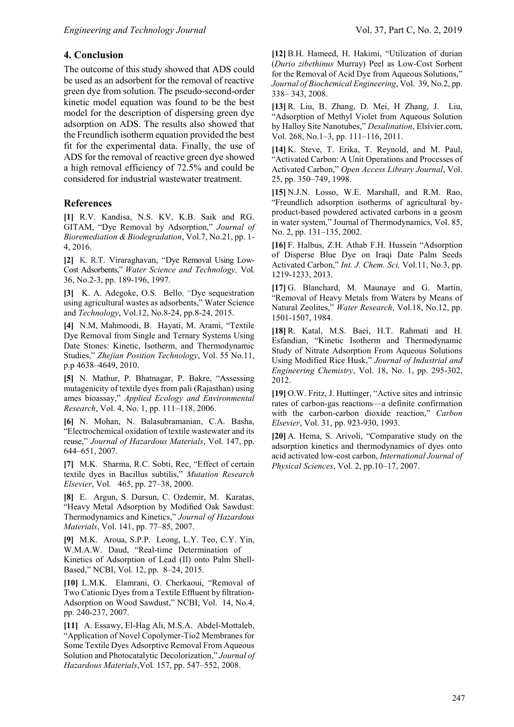## 4. Conclusion

The outcome of this study showed that ADS could be used as an adsorbent for the removal of reactive green dye from solution. The pseudo-second-order kinetic model equation was found to be the best model for the description of dispersing green dye adsorption on ADS. The results also showed that the Freundlich isotherm equation provided the best fit for the experimental data. Finally, the use of ADS for the removal of reactive green dye showed a high removal efficiency of 72.5% and could be considered for industrial wastewater treatment.

## References

**[1]** R.V. Kandisa, N.S. KV, K.B. Saik and RG. GITAM, "Dye Removal by Adsorption," *Journal of Bioremediation & Biodegradation*, Vol.7, No.21, pp. 1-4, 2016.

**[2]** K. R.T. Viraraghavan, "Dye Removal Using Low-Cost Adsorbents," *Water Science and Technology,* Vol. 36, No.2-3, pp. 189-196, 1997.

**[3]** K. A. Adegoke, O.S. Bello, "Dye sequestration using agricultural wastes as adsorbents," Water Science and *Technology*, Vol.12, No.8-24, pp.8-24, 2015.

**[4]** N.M, Mahmoodi, B. Hayati, M. Arami, "Textile Dye Removal from Single and Ternary Systems Using Date Stones: Kinetic, Isotherm, and Thermodynamic Studies," *Zhejian Position Technology*, Vol. 55 No.11, p.p 4638–4649, 2010.

**[5]** N. Mathur, P. Bhatnagar, P. Bakre, "Assessing mutagenicity of textile dyes from pali (Rajasthan) using ames bioassay," *Applied Ecology and Environmental Research*, Vol. 4, No. 1, pp. 111–118, 2006.

**[6]** N. Mohan, N. Balasubramanian, C.A. Basha, "Electrochemical oxidation of textile wastewater and its reuse," *Journal of Hazardous Materials*, Vol. 147, pp. 644–651, 2007.

**[7]** M.K. Sharma, R.C. Sobti, Rec, "Effect of certain textile dyes in Bacillus subtilis," *Mutation Research Elsevier*, Vol. 465, pp. 27–38, 2000.

**[8]** E. Argun, S. Dursun, C. Ozdemir, M. Karatas, "Heavy Metal Adsorption by Modified Oak Sawdust: Thermodynamics and Kinetics," *Journal of Hazardous Materials*, Vol. 141, pp. 77–85, 2007.

**[9]** M.K. Aroua, S.P.P. Leong, L.Y. Teo, C.Y. Yin, W.M.A.W. Daud, "Real-time Determination of Kinetics of Adsorption of Lead (II) onto Palm Shell-Based," NCBI, Vol. 12, pp. 8–24, 2015.

**[10]** L.M.K. Elamrani, O. Cherkaoui, "Removal of Two Cationic Dyes from a Textile Effluent by filtration-Adsorption on Wood Sawdust," NCBI, Vol. 14, No.4, pp. 240-237, 2007.

**[11]** A. Essawy, El-Hag Ali, M.S.A. Abdel-Mottaleb, "Application of Novel Copolymer-Tio2 Membranes for Some Textile Dyes Adsorptive Removal From Aqueous Solution and Photocatalytic Decolorization," *Journal of Hazardous Materials*,Vol. 157, pp. 547–552, 2008.

**[12]** B.H. Hameed, H. Hakimi, "Utilization of durian (*Durio zibethinus* Murray) Peel as Low-Cost Sorbent for the Removal of Acid Dye from Aqueous Solutions," *Journal of Biochemical Engineering*, Vol. 39, No.2, pp. 338– 343, 2008.

**[13]** R. Liu, B. Zhang, D. Mei, H Zhang, J. Liu, "Adsorption of Methyl Violet from Aqueous Solution by Halloy Site Nanotubes," *Desalination*, Elsivier.com, Vol. 268, No.1–3, pp. 111–116, 2011.

**[14]** K. Steve, T. Erika, T. Reynold, and M. Paul, "Activated Carbon: A Unit Operations and Processes of Activated Carbon," *Open Access Library Journal*, Vol. 25, pp. 350–749, 1998.

**[15]** N.J.N. Losso, W.E. Marshall, and R.M. Rao, "Freundlich adsorption isotherms of agricultural by-product-based powdered activated carbons in a geosm in water system," Journal of Thermodynamics, Vol. 85, No. 2, pp. 131–135, 2002.

**[16]** F. Halbus, Z.H. Athab F.H. Hussein "Adsorption of Disperse Blue Dye on Iraqi Date Palm Seeds Activated Carbon," *Int. J. Chem. Sci,* Vol.11, No.3, pp. 1219-1233, 2013.

**[17]** G. Blanchard, M. Maunaye and G. Martin, "Removal of Heavy Metals from Waters by Means of Natural Zeolites," *Water Research*, Vol.18, No.12, pp. 1501-1507, 1984.

**[18]** R. Katal, M.S. Baei, H.T. Rahmati and H. Esfandian, "Kinetic Isotherm and Thermodynamic Study of Nitrate Adsorption From Aqueous Solutions Using Modified Rice Husk," *Journal of Industrial and Engineering Chemistry*, Vol. 18, No. 1, pp. 295-302, 2012.

**[19]** O.W. Fritz, J. Huttinger, "Active sites and intrinsic rates of carbon-gas reactions—a definite confirmation with the carbon-carbon dioxide reaction," *Carbon Elsevier*, Vol. 31, pp. 923-930, 1993.

**[20]** A. Hema, S. Arivoli, "Comparative study on the adsorption kinetics and thermodynamics of dyes onto acid activated low-cost carbon, *International Journal of Physical Sciences*, Vol. 2, pp.10–17, 2007.